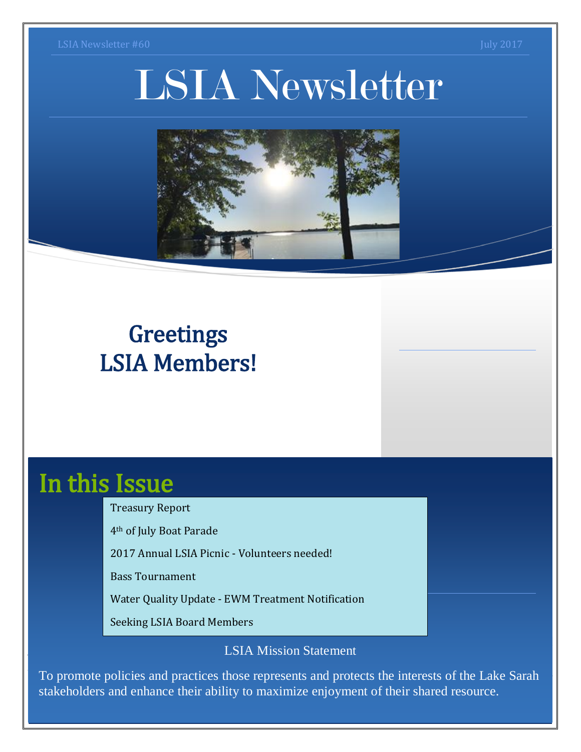LSIA Newsletter #60 July 2017

# LSIA Newsletter

## Greetings LSIA Members!

## In this Issue

- Treasury Report
- 4th of July Boat Parade
- 2017 Annual LSIA Picnic - Volunteers needed!
- Bass Tournament
- Water Quality Update - EWM Treatment Notification
- Seeking LSIA Board Members

LSIA Mission Statement

To promote policies and practices those represents and protects the interests of the Lake Sarah stakeholders and enhance their ability to maximize enjoyment of their shared resource.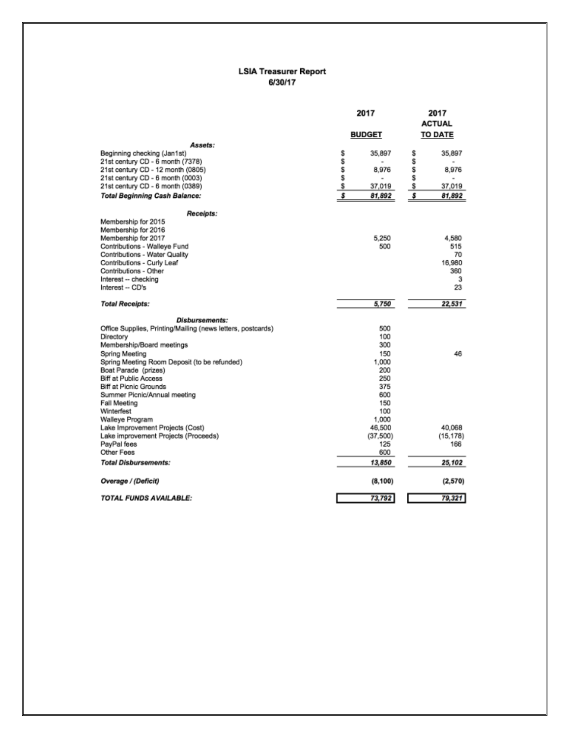## LSIA Treasurer Report
### 6/30/17

| | 2017 BUDGET | 2017 ACTUAL TO DATE |
|---|---|---|
| ***Assets:*** | | |
| Beginning checking (Jan1st) | $ 35,897 | $ 35,897 |
| 21st century CD - 6 month (7378) | $ - | $ - |
| 21st century CD - 12 month (0805) | $ 8,976 | $ 8,976 |
| 21st century CD - 6 month (0003) | $ - | $ - |
| 21st century CD - 6 month (0389) | $ 37,019 | $ 37,019 |
| ***Total Beginning Cash Balance:*** | ***$ 81,892*** | ***$ 81,892*** |
| ***Receipts:*** | | |
| Membership for 2015 | | |
| Membership for 2016 | | |
| Membership for 2017 | 5,250 | 4,580 |
| Contributions - Walleye Fund | 500 | 515 |
| Contributions - Water Quality | | 70 |
| Contributions - Curly Leaf | | 16,980 |
| Contributions - Other | | 360 |
| Interest -- checking | | 3 |
| Interest -- CD's | | 23 |
| ***Total Receipts:*** | ***5,750*** | ***22,531*** |
| ***Disbursements:*** | | |
| Office Supplies, Printing/Mailing (news letters, postcards) | 500 | |
| Directory | 100 | |
| Membership/Board meetings | 300 | |
| Spring Meeting | 150 | 46 |
| Spring Meeting Room Deposit (to be refunded) | 1,000 | |
| Boat Parade (prizes) | 200 | |
| Biff at Public Access | 250 | |
| Biff at Picnic Grounds | 375 | |
| Summer Picnic/Annual meeting | 600 | |
| Fall Meeting | 150 | |
| Winterfest | 100 | |
| Walleye Program | 1,000 | |
| Lake Improvement Projects (Cost) | 46,500 | 40,068 |
| Lake improvement Projects (Proceeds) | (37,500) | (15,178) |
| PayPal fees | 125 | 166 |
| Other Fees | 600 | |
| ***Total Disbursements:*** | ***13,850*** | ***25,102*** |
| ***Overage / (Deficit)*** | **(8,100)** | **(2,570)** |
| ***TOTAL FUNDS AVAILABLE:*** | ***73,792*** | ***79,321*** |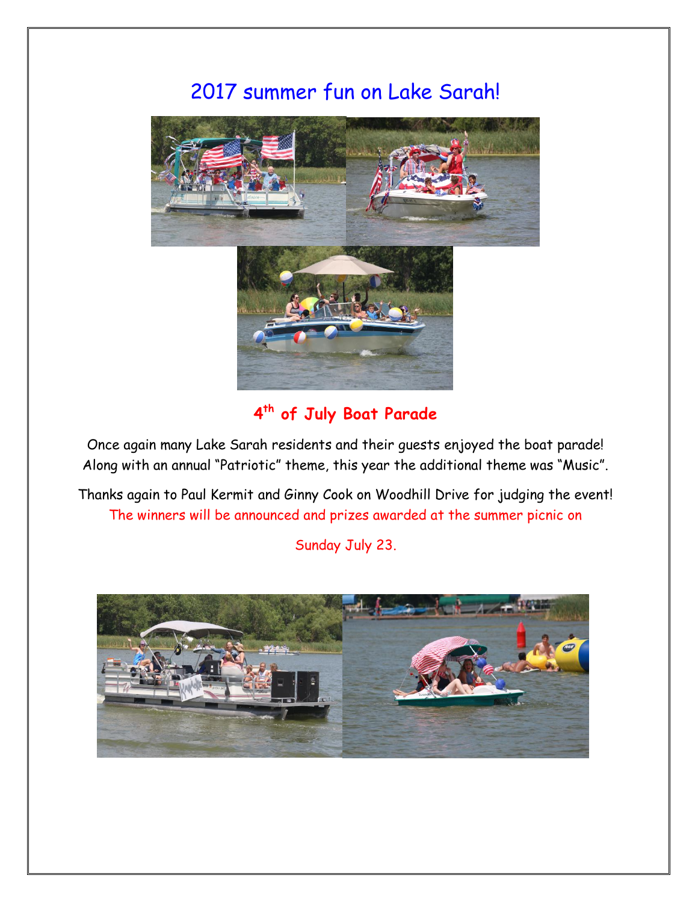# 2017 summer fun on Lake Sarah!

## 4th of July Boat Parade

Once again many Lake Sarah residents and their guests enjoyed the boat parade! Along with an annual "Patriotic" theme, this year the additional theme was "Music".

Thanks again to Paul Kermit and Ginny Cook on Woodhill Drive for judging the event! The winners will be announced and prizes awarded at the summer picnic on

Sunday July 23.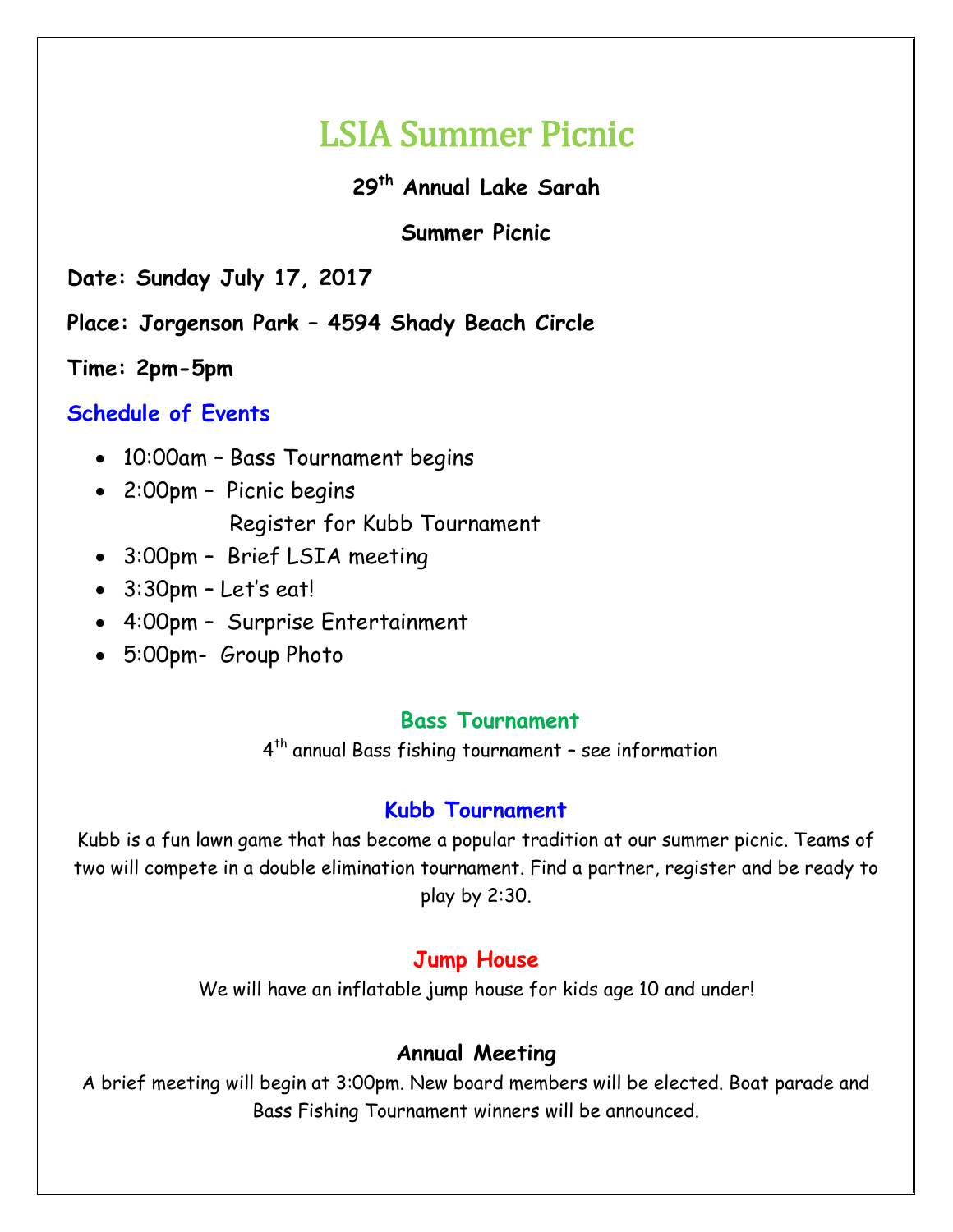# LSIA Summer Picnic

**29th Annual Lake Sarah**

**Summer Picnic**

**Date: Sunday July 17, 2017**

**Place: Jorgenson Park – 4594 Shady Beach Circle**

**Time: 2pm-5pm**

## Schedule of Events

- 10:00am – Bass Tournament begins
- 2:00pm – Picnic begins
  Register for Kubb Tournament
- 3:00pm – Brief LSIA meeting
- 3:30pm – Let's eat!
- 4:00pm – Surprise Entertainment
- 5:00pm- Group Photo

### Bass Tournament

4th annual Bass fishing tournament – see information

### Kubb Tournament

Kubb is a fun lawn game that has become a popular tradition at our summer picnic. Teams of two will compete in a double elimination tournament. Find a partner, register and be ready to play by 2:30.

### Jump House

We will have an inflatable jump house for kids age 10 and under!

### Annual Meeting

A brief meeting will begin at 3:00pm. New board members will be elected. Boat parade and Bass Fishing Tournament winners will be announced.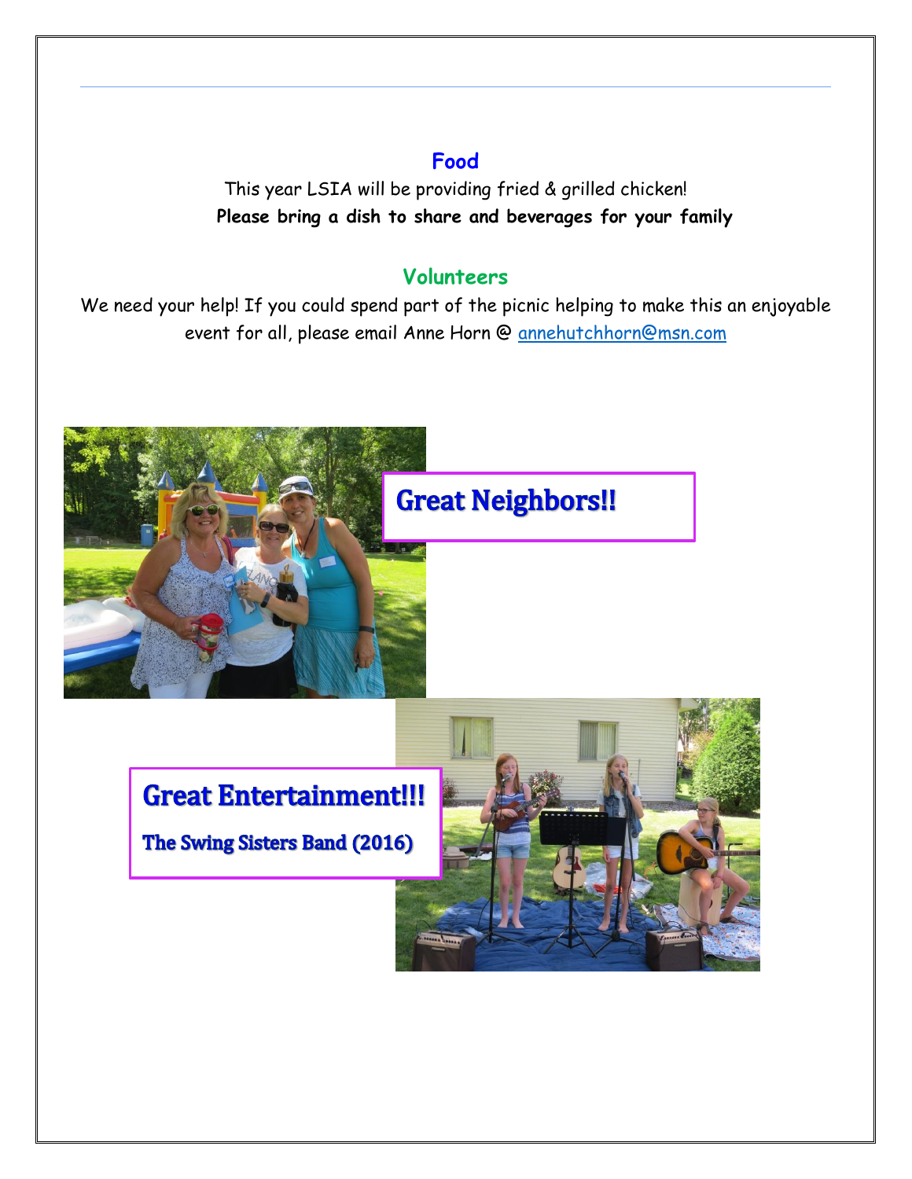## Food

This year LSIA will be providing fried & grilled chicken!

**Please bring a dish to share and beverages for your family**

## Volunteers

We need your help! If you could spend part of the picnic helping to make this an enjoyable event for all, please email Anne Horn @ annehutchhorn@msn.com

**Great Neighbors!!**

**Great Entertainment!!!**

**The Swing Sisters Band (2016)**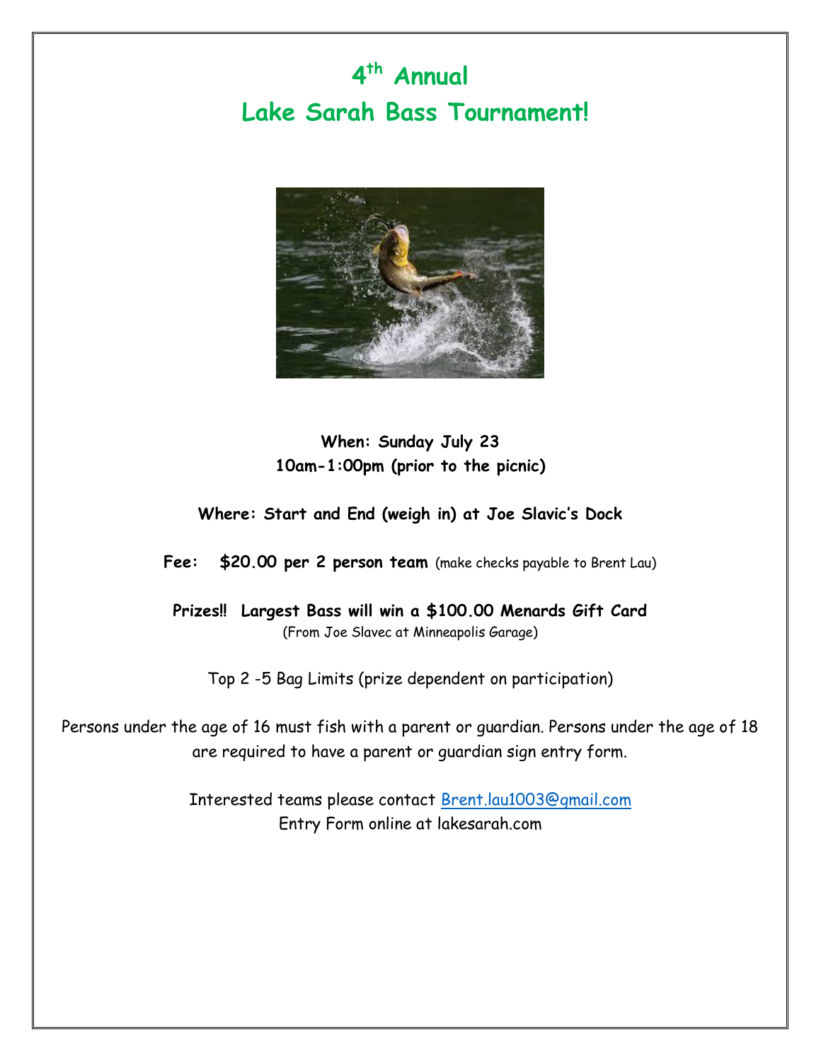# 4th Annual
# Lake Sarah Bass Tournament!

**When: Sunday July 23**
**10am-1:00pm (prior to the picnic)**

**Where: Start and End (weigh in) at Joe Slavic's Dock**

**Fee: $20.00 per 2 person team** (make checks payable to Brent Lau)

**Prizes!! Largest Bass will win a $100.00 Menards Gift Card**
(From Joe Slavec at Minneapolis Garage)

Top 2 -5 Bag Limits (prize dependent on participation)

Persons under the age of 16 must fish with a parent or guardian. Persons under the age of 18 are required to have a parent or guardian sign entry form.

Interested teams please contact Brent.lau1003@gmail.com
Entry Form online at lakesarah.com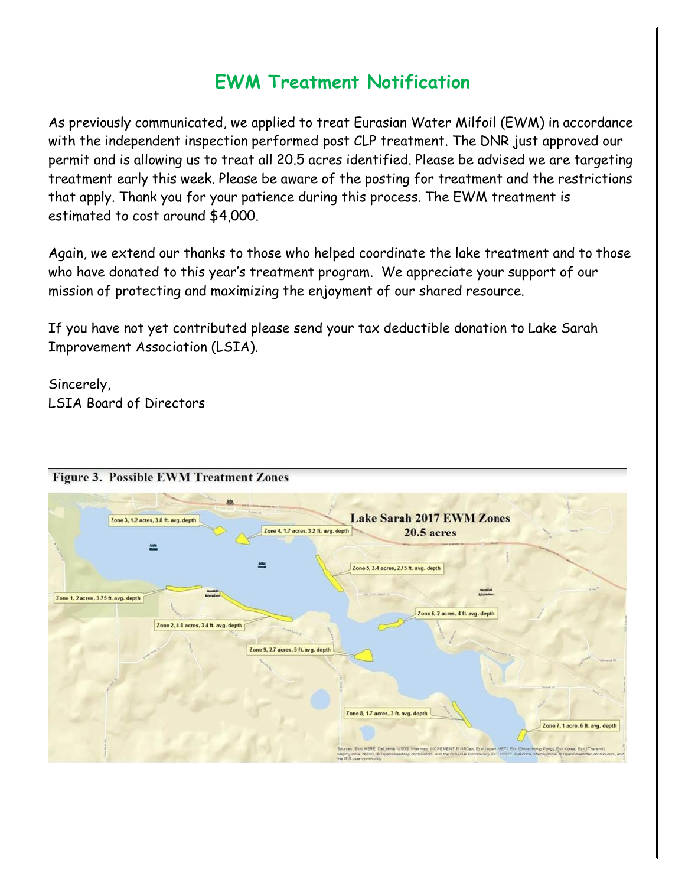# EWM Treatment Notification

As previously communicated, we applied to treat Eurasian Water Milfoil (EWM) in accordance with the independent inspection performed post CLP treatment. The DNR just approved our permit and is allowing us to treat all 20.5 acres identified. Please be advised we are targeting treatment early this week. Please be aware of the posting for treatment and the restrictions that apply. Thank you for your patience during this process. The EWM treatment is estimated to cost around $4,000.

Again, we extend our thanks to those who helped coordinate the lake treatment and to those who have donated to this year's treatment program. We appreciate your support of our mission of protecting and maximizing the enjoyment of our shared resource.

If you have not yet contributed please send your tax deductible donation to Lake Sarah Improvement Association (LSIA).

Sincerely,
LSIA Board of Directors

**Figure 3. Possible EWM Treatment Zones**

Lake Sarah 2017 EWM Zones
20.5 acres

- Zone 1, 2 acres, 3.75 ft. avg. depth
- Zone 2, 4.8 acres, 3.4 ft. avg. depth
- Zone 3, 1.2 acres, 3.8 ft. avg. depth
- Zone 4, 1.7 acres, 3.2 ft. avg. depth
- Zone 5, 3.4 acres, 2.75 ft. avg. depth
- Zone 6, 2 acres, 4 ft. avg. depth
- Zone 7, 1 acre, 6 ft. avg. depth
- Zone 8, 1.7 acres, 3 ft. avg. depth
- Zone 9, 2.7 acres, 5 ft. avg. depth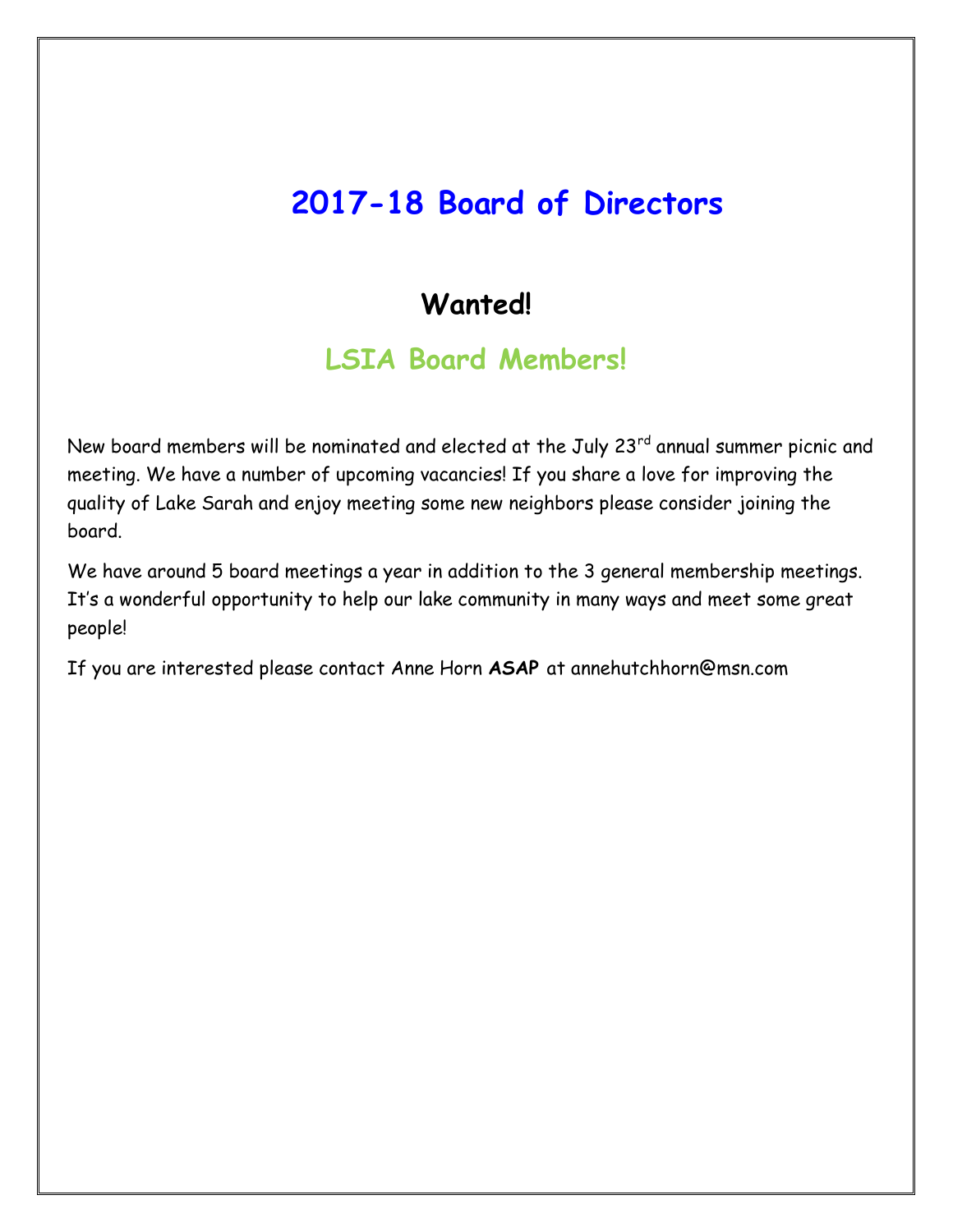# 2017-18 Board of Directors

## Wanted!

## LSIA Board Members!

New board members will be nominated and elected at the July 23rd annual summer picnic and meeting. We have a number of upcoming vacancies! If you share a love for improving the quality of Lake Sarah and enjoy meeting some new neighbors please consider joining the board.

We have around 5 board meetings a year in addition to the 3 general membership meetings. It's a wonderful opportunity to help our lake community in many ways and meet some great people!

If you are interested please contact Anne Horn **ASAP** at annehutchhorn@msn.com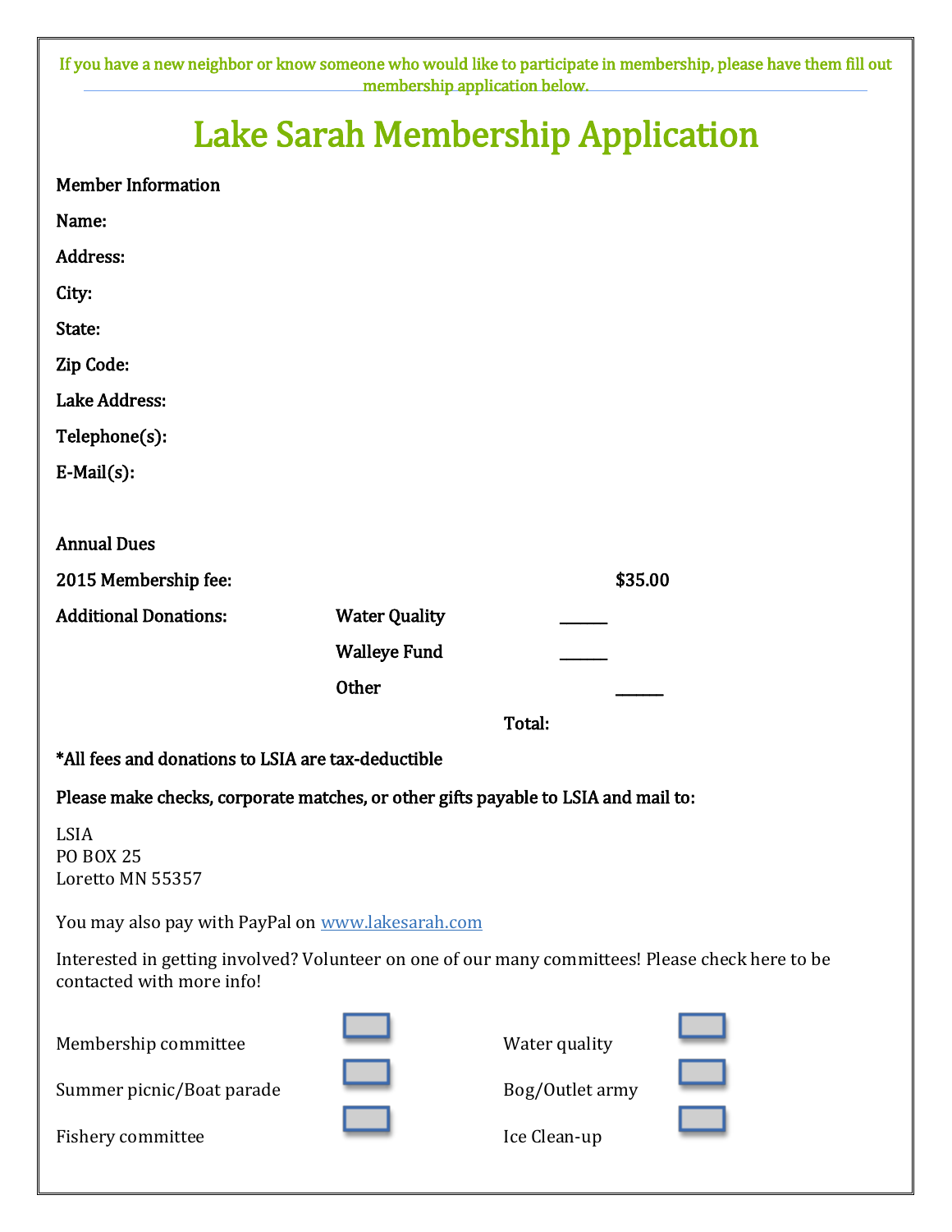If you have a new neighbor or know someone who would like to participate in membership, please have them fill out membership application below.

# Lake Sarah Membership Application

**Member Information**

**Name:**

**Address:**

**City:**

**State:**

**Zip Code:**

**Lake Address:**

**Telephone(s):**

**E-Mail(s):**

**Annual Dues**

| | | |
|---|---|---|
| **2015 Membership fee:** | | **$35.00** |
| **Additional Donations:** | **Water Quality** | ______ |
| | **Walleye Fund** | ______ |
| | **Other** | ______ |
| | **Total:** | |

**\*All fees and donations to LSIA are tax-deductible**

**Please make checks, corporate matches, or other gifts payable to LSIA and mail to:**

LSIA
PO BOX 25
Loretto MN 55357

You may also pay with PayPal on www.lakesarah.com

Interested in getting involved? Volunteer on one of our many committees! Please check here to be contacted with more info!

- ☐ Membership committee
- ☐ Summer picnic/Boat parade
- ☐ Fishery committee
- ☐ Water quality
- ☐ Bog/Outlet army
- ☐ Ice Clean-up